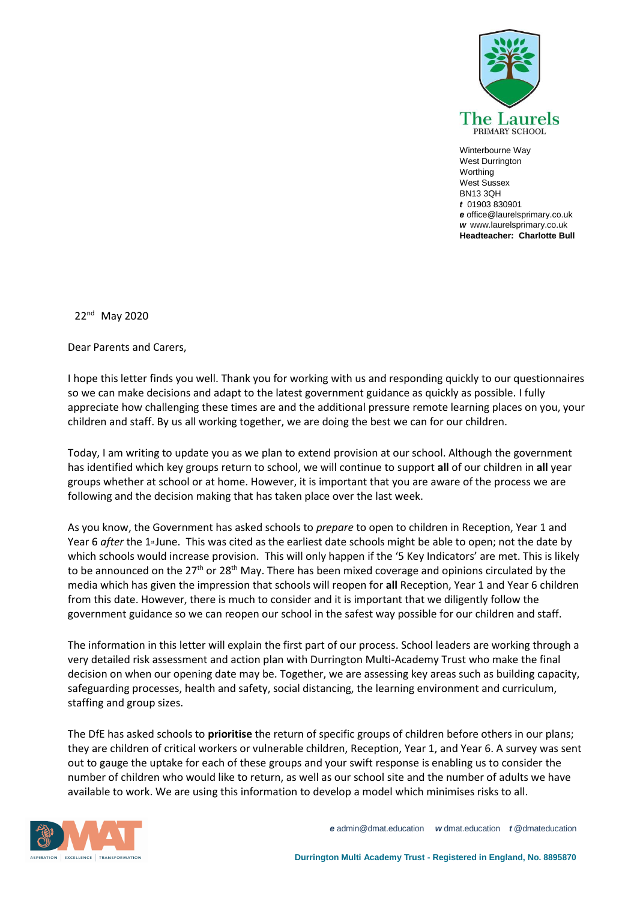The Laurels
PRIMARY SCHOOL

Winterbourne Way
West Durrington
Worthing
West Sussex
BN13 3QH
*t* 01903 830901
*e* office@laurelsprimary.co.uk
*w* www.laurelsprimary.co.uk
**Headteacher: Charlotte Bull**

22nd May 2020

Dear Parents and Carers,

I hope this letter finds you well. Thank you for working with us and responding quickly to our questionnaires so we can make decisions and adapt to the latest government guidance as quickly as possible. I fully appreciate how challenging these times are and the additional pressure remote learning places on you, your children and staff. By us all working together, we are doing the best we can for our children.

Today, I am writing to update you as we plan to extend provision at our school. Although the government has identified which key groups return to school, we will continue to support **all** of our children in **all** year groups whether at school or at home. However, it is important that you are aware of the process we are following and the decision making that has taken place over the last week.

As you know, the Government has asked schools to *prepare* to open to children in Reception, Year 1 and Year 6 *after* the 1st June. This was cited as the earliest date schools might be able to open; not the date by which schools would increase provision. This will only happen if the '5 Key Indicators' are met. This is likely to be announced on the 27th or 28th May. There has been mixed coverage and opinions circulated by the media which has given the impression that schools will reopen for **all** Reception, Year 1 and Year 6 children from this date. However, there is much to consider and it is important that we diligently follow the government guidance so we can reopen our school in the safest way possible for our children and staff.

The information in this letter will explain the first part of our process. School leaders are working through a very detailed risk assessment and action plan with Durrington Multi-Academy Trust who make the final decision on when our opening date may be. Together, we are assessing key areas such as building capacity, safeguarding processes, health and safety, social distancing, the learning environment and curriculum, staffing and group sizes.

The DfE has asked schools to **prioritise** the return of specific groups of children before others in our plans; they are children of critical workers or vulnerable children, Reception, Year 1, and Year 6. A survey was sent out to gauge the uptake for each of these groups and your swift response is enabling us to consider the number of children who would like to return, as well as our school site and the number of adults we have available to work. We are using this information to develop a model which minimises risks to all.

ASPIRATION | EXCELLENCE | TRANSFORMATION

*e* admin@dmat.education *w* dmat.education *t* @dmateducation

Durrington Multi Academy Trust - Registered in England, No. 8895870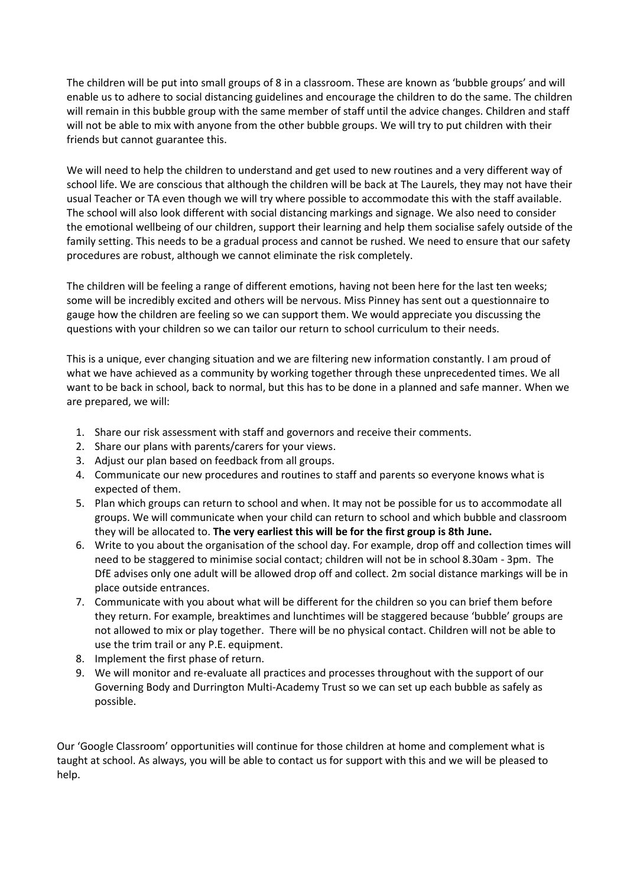The children will be put into small groups of 8 in a classroom. These are known as 'bubble groups' and will enable us to adhere to social distancing guidelines and encourage the children to do the same. The children will remain in this bubble group with the same member of staff until the advice changes. Children and staff will not be able to mix with anyone from the other bubble groups. We will try to put children with their friends but cannot guarantee this.

We will need to help the children to understand and get used to new routines and a very different way of school life. We are conscious that although the children will be back at The Laurels, they may not have their usual Teacher or TA even though we will try where possible to accommodate this with the staff available. The school will also look different with social distancing markings and signage. We also need to consider the emotional wellbeing of our children, support their learning and help them socialise safely outside of the family setting. This needs to be a gradual process and cannot be rushed. We need to ensure that our safety procedures are robust, although we cannot eliminate the risk completely.

The children will be feeling a range of different emotions, having not been here for the last ten weeks; some will be incredibly excited and others will be nervous. Miss Pinney has sent out a questionnaire to gauge how the children are feeling so we can support them. We would appreciate you discussing the questions with your children so we can tailor our return to school curriculum to their needs.

This is a unique, ever changing situation and we are filtering new information constantly. I am proud of what we have achieved as a community by working together through these unprecedented times. We all want to be back in school, back to normal, but this has to be done in a planned and safe manner. When we are prepared, we will:

1. Share our risk assessment with staff and governors and receive their comments.
2. Share our plans with parents/carers for your views.
3. Adjust our plan based on feedback from all groups.
4. Communicate our new procedures and routines to staff and parents so everyone knows what is expected of them.
5. Plan which groups can return to school and when. It may not be possible for us to accommodate all groups. We will communicate when your child can return to school and which bubble and classroom they will be allocated to. **The very earliest this will be for the first group is 8th June.**
6. Write to you about the organisation of the school day. For example, drop off and collection times will need to be staggered to minimise social contact; children will not be in school 8.30am - 3pm. The DfE advises only one adult will be allowed drop off and collect. 2m social distance markings will be in place outside entrances.
7. Communicate with you about what will be different for the children so you can brief them before they return. For example, breaktimes and lunchtimes will be staggered because 'bubble' groups are not allowed to mix or play together. There will be no physical contact. Children will not be able to use the trim trail or any P.E. equipment.
8. Implement the first phase of return.
9. We will monitor and re-evaluate all practices and processes throughout with the support of our Governing Body and Durrington Multi-Academy Trust so we can set up each bubble as safely as possible.

Our 'Google Classroom' opportunities will continue for those children at home and complement what is taught at school. As always, you will be able to contact us for support with this and we will be pleased to help.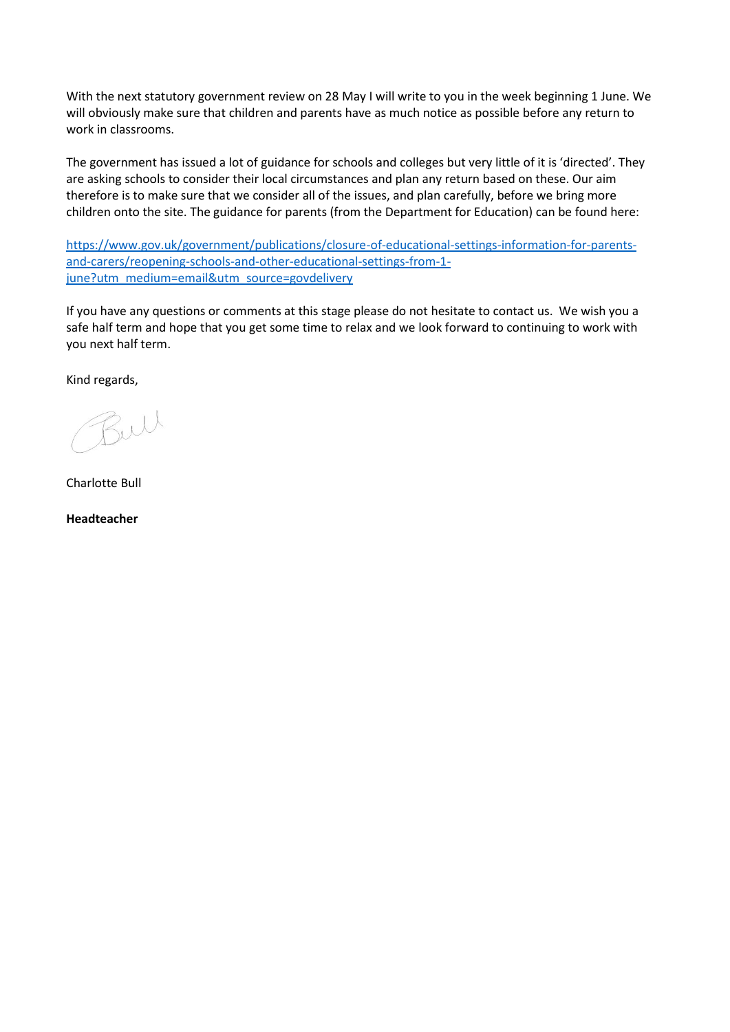With the next statutory government review on 28 May I will write to you in the week beginning 1 June. We will obviously make sure that children and parents have as much notice as possible before any return to work in classrooms.

The government has issued a lot of guidance for schools and colleges but very little of it is 'directed'. They are asking schools to consider their local circumstances and plan any return based on these. Our aim therefore is to make sure that we consider all of the issues, and plan carefully, before we bring more children onto the site. The guidance for parents (from the Department for Education) can be found here:

[https://www.gov.uk/government/publications/closure-of-educational-settings-information-for-parents-and-carers/reopening-schools-and-other-educational-settings-from-1-june?utm_medium=email&utm_source=govdelivery](https://www.gov.uk/government/publications/closure-of-educational-settings-information-for-parents-and-carers/reopening-schools-and-other-educational-settings-from-1-june?utm_medium=email&utm_source=govdelivery)

If you have any questions or comments at this stage please do not hesitate to contact us. We wish you a safe half term and hope that you get some time to relax and we look forward to continuing to work with you next half term.

Kind regards,

Charlotte Bull

**Headteacher**